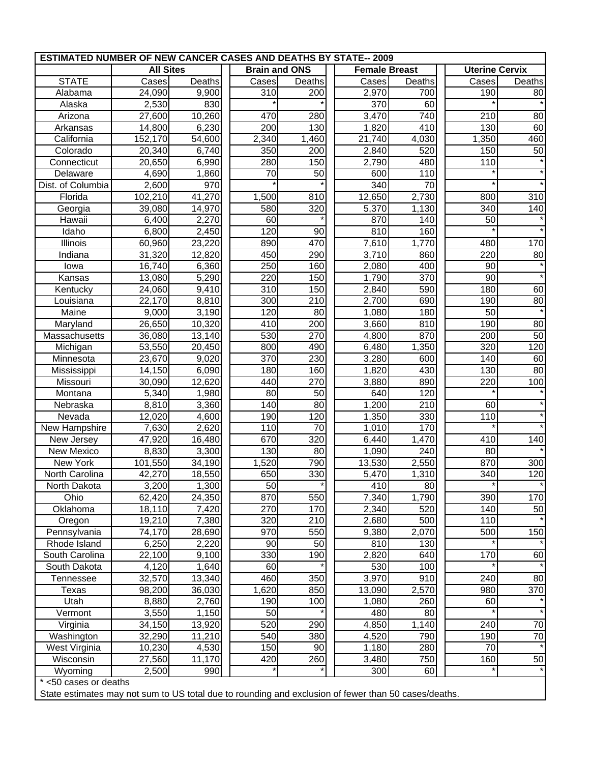| ESTIMATED NUMBER OF NEW CANCER CASES AND DEATHS BY STATE-- 2009 | | | | | | | | |
|---|---|---|---|---|---|---|---|---|
| | **All Sites** | | **Brain and ONS** | | **Female Breast** | | **Uterine Cervix** | |
| STATE | Cases | Deaths | Cases | Deaths | Cases | Deaths | Cases | Deaths |
| Alabama | 24,090 | 9,900 | 310 | 200 | 2,970 | 700 | 190 | 80 |
| Alaska | 2,530 | 830 | * | * | 370 | 60 | * | * |
| Arizona | 27,600 | 10,260 | 470 | 280 | 3,470 | 740 | 210 | 80 |
| Arkansas | 14,800 | 6,230 | 200 | 130 | 1,820 | 410 | 130 | 60 |
| California | 152,170 | 54,600 | 2,340 | 1,460 | 21,740 | 4,030 | 1,350 | 460 |
| Colorado | 20,340 | 6,740 | 350 | 200 | 2,840 | 520 | 150 | 50 |
| Connecticut | 20,650 | 6,990 | 280 | 150 | 2,790 | 480 | 110 | * |
| Delaware | 4,690 | 1,860 | 70 | 50 | 600 | 110 | * | * |
| Dist. of Columbia | 2,600 | 970 | * | * | 340 | 70 | * | * |
| Florida | 102,210 | 41,270 | 1,500 | 810 | 12,650 | 2,730 | 800 | 310 |
| Georgia | 39,080 | 14,970 | 580 | 320 | 5,370 | 1,130 | 340 | 140 |
| Hawaii | 6,400 | 2,270 | 60 | * | 870 | 140 | 50 | * |
| Idaho | 6,800 | 2,450 | 120 | 90 | 810 | 160 | * | * |
| Illinois | 60,960 | 23,220 | 890 | 470 | 7,610 | 1,770 | 480 | 170 |
| Indiana | 31,320 | 12,820 | 450 | 290 | 3,710 | 860 | 220 | 80 |
| Iowa | 16,740 | 6,360 | 250 | 160 | 2,080 | 400 | 90 | * |
| Kansas | 13,080 | 5,290 | 220 | 150 | 1,790 | 370 | 90 | * |
| Kentucky | 24,060 | 9,410 | 310 | 150 | 2,840 | 590 | 180 | 60 |
| Louisiana | 22,170 | 8,810 | 300 | 210 | 2,700 | 690 | 190 | 80 |
| Maine | 9,000 | 3,190 | 120 | 80 | 1,080 | 180 | 50 | * |
| Maryland | 26,650 | 10,320 | 410 | 200 | 3,660 | 810 | 190 | 80 |
| Massachusetts | 36,080 | 13,140 | 530 | 270 | 4,800 | 870 | 200 | 50 |
| Michigan | 53,550 | 20,450 | 800 | 490 | 6,480 | 1,350 | 320 | 120 |
| Minnesota | 23,670 | 9,020 | 370 | 230 | 3,280 | 600 | 140 | 60 |
| Mississippi | 14,150 | 6,090 | 180 | 160 | 1,820 | 430 | 130 | 80 |
| Missouri | 30,090 | 12,620 | 440 | 270 | 3,880 | 890 | 220 | 100 |
| Montana | 5,340 | 1,980 | 80 | 50 | 640 | 120 | * | * |
| Nebraska | 8,810 | 3,360 | 140 | 80 | 1,200 | 210 | 60 | * |
| Nevada | 12,020 | 4,600 | 190 | 120 | 1,350 | 330 | 110 | * |
| New Hampshire | 7,630 | 2,620 | 110 | 70 | 1,010 | 170 | * | * |
| New Jersey | 47,920 | 16,480 | 670 | 320 | 6,440 | 1,470 | 410 | 140 |
| New Mexico | 8,830 | 3,300 | 130 | 80 | 1,090 | 240 | 80 | * |
| New York | 101,550 | 34,190 | 1,520 | 790 | 13,530 | 2,550 | 870 | 300 |
| North Carolina | 42,270 | 18,550 | 650 | 330 | 5,470 | 1,310 | 340 | 120 |
| North Dakota | 3,200 | 1,300 | 50 | * | 410 | 80 | * | * |
| Ohio | 62,420 | 24,350 | 870 | 550 | 7,340 | 1,790 | 390 | 170 |
| Oklahoma | 18,110 | 7,420 | 270 | 170 | 2,340 | 520 | 140 | 50 |
| Oregon | 19,210 | 7,380 | 320 | 210 | 2,680 | 500 | 110 | * |
| Pennsylvania | 74,170 | 28,690 | 970 | 550 | 9,380 | 2,070 | 500 | 150 |
| Rhode Island | 6,250 | 2,220 | 90 | 50 | 810 | 130 | * | * |
| South Carolina | 22,100 | 9,100 | 330 | 190 | 2,820 | 640 | 170 | 60 |
| South Dakota | 4,120 | 1,640 | 60 | * | 530 | 100 | * | * |
| Tennessee | 32,570 | 13,340 | 460 | 350 | 3,970 | 910 | 240 | 80 |
| Texas | 98,200 | 36,030 | 1,620 | 850 | 13,090 | 2,570 | 980 | 370 |
| Utah | 8,880 | 2,760 | 190 | 100 | 1,080 | 260 | 60 | * |
| Vermont | 3,550 | 1,150 | 50 | * | 480 | 80 | * | * |
| Virginia | 34,150 | 13,920 | 520 | 290 | 4,850 | 1,140 | 240 | 70 |
| Washington | 32,290 | 11,210 | 540 | 380 | 4,520 | 790 | 190 | 70 |
| West Virginia | 10,230 | 4,530 | 150 | 90 | 1,180 | 280 | 70 | * |
| Wisconsin | 27,560 | 11,170 | 420 | 260 | 3,480 | 750 | 160 | 50 |
| Wyoming | 2,500 | 990 | * | * | 300 | 60 | * | * |

* <50 cases or deaths

State estimates may not sum to US total due to rounding and exclusion of fewer than 50 cases/deaths.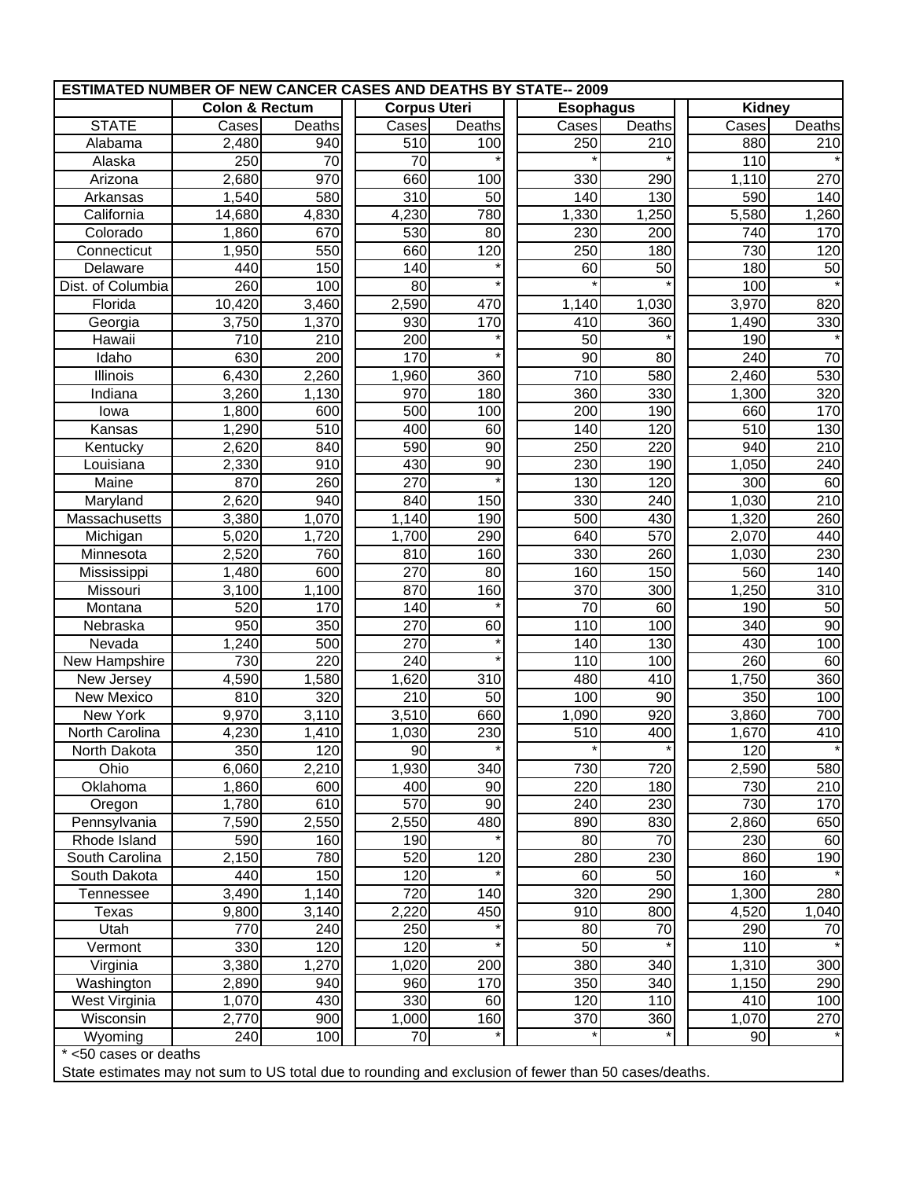| ESTIMATED NUMBER OF NEW CANCER CASES AND DEATHS BY STATE-- 2009 | | | | | | | | |
|---|---|---|---|---|---|---|---|---|
| | **Colon & Rectum** | | **Corpus Uteri** | | **Esophagus** | | **Kidney** | |
| STATE | Cases | Deaths | Cases | Deaths | Cases | Deaths | Cases | Deaths |
| Alabama | 2,480 | 940 | 510 | 100 | 250 | 210 | 880 | 210 |
| Alaska | 250 | 70 | 70 | * | * | * | 110 | * |
| Arizona | 2,680 | 970 | 660 | 100 | 330 | 290 | 1,110 | 270 |
| Arkansas | 1,540 | 580 | 310 | 50 | 140 | 130 | 590 | 140 |
| California | 14,680 | 4,830 | 4,230 | 780 | 1,330 | 1,250 | 5,580 | 1,260 |
| Colorado | 1,860 | 670 | 530 | 80 | 230 | 200 | 740 | 170 |
| Connecticut | 1,950 | 550 | 660 | 120 | 250 | 180 | 730 | 120 |
| Delaware | 440 | 150 | 140 | * | 60 | 50 | 180 | 50 |
| Dist. of Columbia | 260 | 100 | 80 | * | * | * | 100 | * |
| Florida | 10,420 | 3,460 | 2,590 | 470 | 1,140 | 1,030 | 3,970 | 820 |
| Georgia | 3,750 | 1,370 | 930 | 170 | 410 | 360 | 1,490 | 330 |
| Hawaii | 710 | 210 | 200 | * | 50 | * | 190 | * |
| Idaho | 630 | 200 | 170 | * | 90 | 80 | 240 | 70 |
| Illinois | 6,430 | 2,260 | 1,960 | 360 | 710 | 580 | 2,460 | 530 |
| Indiana | 3,260 | 1,130 | 970 | 180 | 360 | 330 | 1,300 | 320 |
| Iowa | 1,800 | 600 | 500 | 100 | 200 | 190 | 660 | 170 |
| Kansas | 1,290 | 510 | 400 | 60 | 140 | 120 | 510 | 130 |
| Kentucky | 2,620 | 840 | 590 | 90 | 250 | 220 | 940 | 210 |
| Louisiana | 2,330 | 910 | 430 | 90 | 230 | 190 | 1,050 | 240 |
| Maine | 870 | 260 | 270 | * | 130 | 120 | 300 | 60 |
| Maryland | 2,620 | 940 | 840 | 150 | 330 | 240 | 1,030 | 210 |
| Massachusetts | 3,380 | 1,070 | 1,140 | 190 | 500 | 430 | 1,320 | 260 |
| Michigan | 5,020 | 1,720 | 1,700 | 290 | 640 | 570 | 2,070 | 440 |
| Minnesota | 2,520 | 760 | 810 | 160 | 330 | 260 | 1,030 | 230 |
| Mississippi | 1,480 | 600 | 270 | 80 | 160 | 150 | 560 | 140 |
| Missouri | 3,100 | 1,100 | 870 | 160 | 370 | 300 | 1,250 | 310 |
| Montana | 520 | 170 | 140 | * | 70 | 60 | 190 | 50 |
| Nebraska | 950 | 350 | 270 | 60 | 110 | 100 | 340 | 90 |
| Nevada | 1,240 | 500 | 270 | * | 140 | 130 | 430 | 100 |
| New Hampshire | 730 | 220 | 240 | * | 110 | 100 | 260 | 60 |
| New Jersey | 4,590 | 1,580 | 1,620 | 310 | 480 | 410 | 1,750 | 360 |
| New Mexico | 810 | 320 | 210 | 50 | 100 | 90 | 350 | 100 |
| New York | 9,970 | 3,110 | 3,510 | 660 | 1,090 | 920 | 3,860 | 700 |
| North Carolina | 4,230 | 1,410 | 1,030 | 230 | 510 | 400 | 1,670 | 410 |
| North Dakota | 350 | 120 | 90 | * | * | * | 120 | * |
| Ohio | 6,060 | 2,210 | 1,930 | 340 | 730 | 720 | 2,590 | 580 |
| Oklahoma | 1,860 | 600 | 400 | 90 | 220 | 180 | 730 | 210 |
| Oregon | 1,780 | 610 | 570 | 90 | 240 | 230 | 730 | 170 |
| Pennsylvania | 7,590 | 2,550 | 2,550 | 480 | 890 | 830 | 2,860 | 650 |
| Rhode Island | 590 | 160 | 190 | * | 80 | 70 | 230 | 60 |
| South Carolina | 2,150 | 780 | 520 | 120 | 280 | 230 | 860 | 190 |
| South Dakota | 440 | 150 | 120 | * | 60 | 50 | 160 | * |
| Tennessee | 3,490 | 1,140 | 720 | 140 | 320 | 290 | 1,300 | 280 |
| Texas | 9,800 | 3,140 | 2,220 | 450 | 910 | 800 | 4,520 | 1,040 |
| Utah | 770 | 240 | 250 | * | 80 | 70 | 290 | 70 |
| Vermont | 330 | 120 | 120 | * | 50 | * | 110 | * |
| Virginia | 3,380 | 1,270 | 1,020 | 200 | 380 | 340 | 1,310 | 300 |
| Washington | 2,890 | 940 | 960 | 170 | 350 | 340 | 1,150 | 290 |
| West Virginia | 1,070 | 430 | 330 | 60 | 120 | 110 | 410 | 100 |
| Wisconsin | 2,770 | 900 | 1,000 | 160 | 370 | 360 | 1,070 | 270 |
| Wyoming | 240 | 100 | 70 | * | * | * | 90 | * |

* <50 cases or deaths

State estimates may not sum to US total due to rounding and exclusion of fewer than 50 cases/deaths.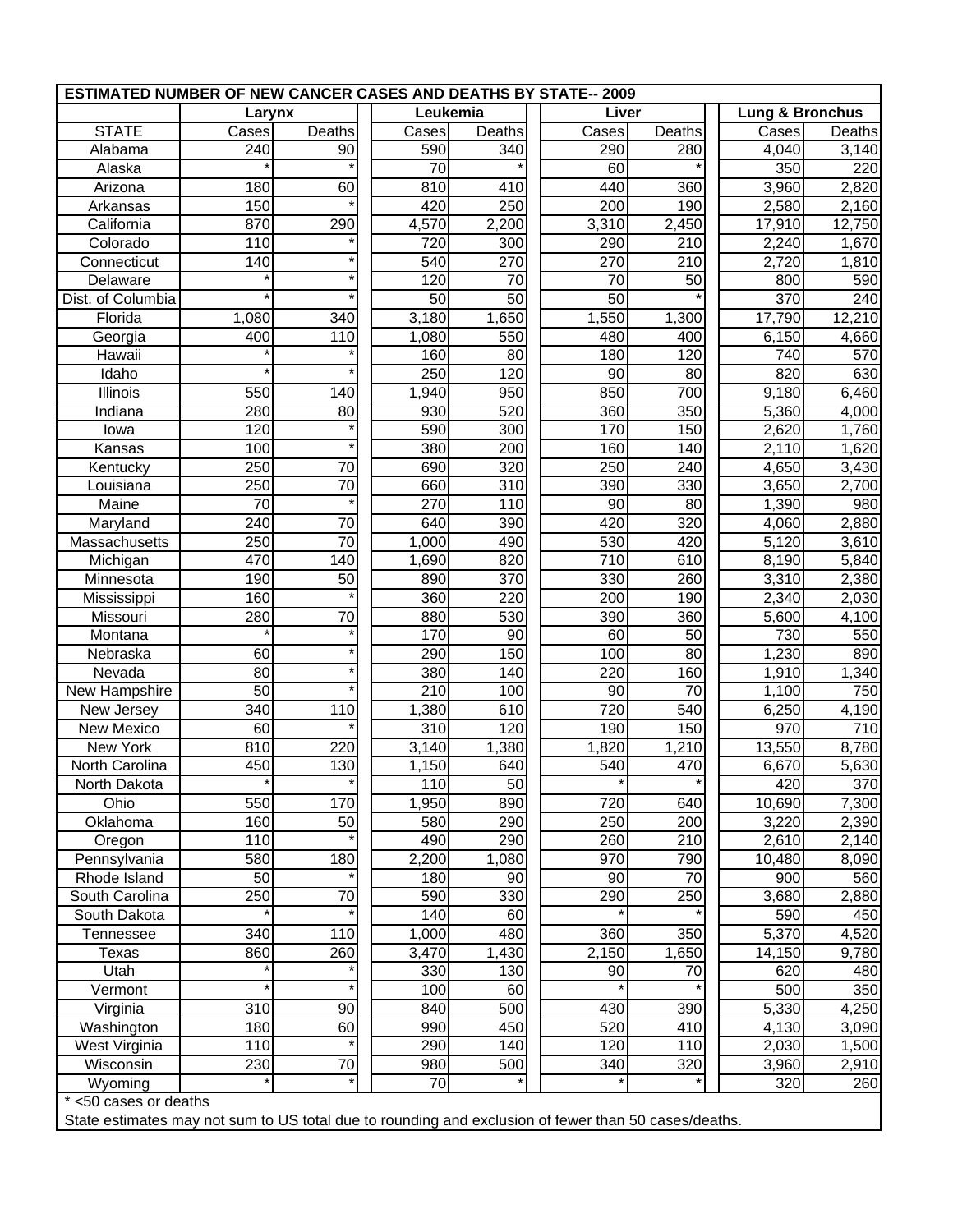| ESTIMATED NUMBER OF NEW CANCER CASES AND DEATHS BY STATE-- 2009 | | | | | | | | |
|---|---|---|---|---|---|---|---|---|
| | **Larynx** | | **Leukemia** | | **Liver** | | **Lung & Bronchus** | |
| STATE | Cases | Deaths | Cases | Deaths | Cases | Deaths | Cases | Deaths |
| Alabama | 240 | 90 | 590 | 340 | 290 | 280 | 4,040 | 3,140 |
| Alaska | * | * | 70 | * | 60 | * | 350 | 220 |
| Arizona | 180 | 60 | 810 | 410 | 440 | 360 | 3,960 | 2,820 |
| Arkansas | 150 | * | 420 | 250 | 200 | 190 | 2,580 | 2,160 |
| California | 870 | 290 | 4,570 | 2,200 | 3,310 | 2,450 | 17,910 | 12,750 |
| Colorado | 110 | * | 720 | 300 | 290 | 210 | 2,240 | 1,670 |
| Connecticut | 140 | * | 540 | 270 | 270 | 210 | 2,720 | 1,810 |
| Delaware | * | * | 120 | 70 | 70 | 50 | 800 | 590 |
| Dist. of Columbia | * | * | 50 | 50 | 50 | * | 370 | 240 |
| Florida | 1,080 | 340 | 3,180 | 1,650 | 1,550 | 1,300 | 17,790 | 12,210 |
| Georgia | 400 | 110 | 1,080 | 550 | 480 | 400 | 6,150 | 4,660 |
| Hawaii | * | * | 160 | 80 | 180 | 120 | 740 | 570 |
| Idaho | * | * | 250 | 120 | 90 | 80 | 820 | 630 |
| Illinois | 550 | 140 | 1,940 | 950 | 850 | 700 | 9,180 | 6,460 |
| Indiana | 280 | 80 | 930 | 520 | 360 | 350 | 5,360 | 4,000 |
| Iowa | 120 | * | 590 | 300 | 170 | 150 | 2,620 | 1,760 |
| Kansas | 100 | * | 380 | 200 | 160 | 140 | 2,110 | 1,620 |
| Kentucky | 250 | 70 | 690 | 320 | 250 | 240 | 4,650 | 3,430 |
| Louisiana | 250 | 70 | 660 | 310 | 390 | 330 | 3,650 | 2,700 |
| Maine | 70 | * | 270 | 110 | 90 | 80 | 1,390 | 980 |
| Maryland | 240 | 70 | 640 | 390 | 420 | 320 | 4,060 | 2,880 |
| Massachusetts | 250 | 70 | 1,000 | 490 | 530 | 420 | 5,120 | 3,610 |
| Michigan | 470 | 140 | 1,690 | 820 | 710 | 610 | 8,190 | 5,840 |
| Minnesota | 190 | 50 | 890 | 370 | 330 | 260 | 3,310 | 2,380 |
| Mississippi | 160 | * | 360 | 220 | 200 | 190 | 2,340 | 2,030 |
| Missouri | 280 | 70 | 880 | 530 | 390 | 360 | 5,600 | 4,100 |
| Montana | * | * | 170 | 90 | 60 | 50 | 730 | 550 |
| Nebraska | 60 | * | 290 | 150 | 100 | 80 | 1,230 | 890 |
| Nevada | 80 | * | 380 | 140 | 220 | 160 | 1,910 | 1,340 |
| New Hampshire | 50 | * | 210 | 100 | 90 | 70 | 1,100 | 750 |
| New Jersey | 340 | 110 | 1,380 | 610 | 720 | 540 | 6,250 | 4,190 |
| New Mexico | 60 | * | 310 | 120 | 190 | 150 | 970 | 710 |
| New York | 810 | 220 | 3,140 | 1,380 | 1,820 | 1,210 | 13,550 | 8,780 |
| North Carolina | 450 | 130 | 1,150 | 640 | 540 | 470 | 6,670 | 5,630 |
| North Dakota | * | * | 110 | 50 | * | * | 420 | 370 |
| Ohio | 550 | 170 | 1,950 | 890 | 720 | 640 | 10,690 | 7,300 |
| Oklahoma | 160 | 50 | 580 | 290 | 250 | 200 | 3,220 | 2,390 |
| Oregon | 110 | * | 490 | 290 | 260 | 210 | 2,610 | 2,140 |
| Pennsylvania | 580 | 180 | 2,200 | 1,080 | 970 | 790 | 10,480 | 8,090 |
| Rhode Island | 50 | * | 180 | 90 | 90 | 70 | 900 | 560 |
| South Carolina | 250 | 70 | 590 | 330 | 290 | 250 | 3,680 | 2,880 |
| South Dakota | * | * | 140 | 60 | * | * | 590 | 450 |
| Tennessee | 340 | 110 | 1,000 | 480 | 360 | 350 | 5,370 | 4,520 |
| Texas | 860 | 260 | 3,470 | 1,430 | 2,150 | 1,650 | 14,150 | 9,780 |
| Utah | * | * | 330 | 130 | 90 | 70 | 620 | 480 |
| Vermont | * | * | 100 | 60 | * | * | 500 | 350 |
| Virginia | 310 | 90 | 840 | 500 | 430 | 390 | 5,330 | 4,250 |
| Washington | 180 | 60 | 990 | 450 | 520 | 410 | 4,130 | 3,090 |
| West Virginia | 110 | * | 290 | 140 | 120 | 110 | 2,030 | 1,500 |
| Wisconsin | 230 | 70 | 980 | 500 | 340 | 320 | 3,960 | 2,910 |
| Wyoming | * | * | 70 | * | * | * | 320 | 260 |

* <50 cases or deaths

State estimates may not sum to US total due to rounding and exclusion of fewer than 50 cases/deaths.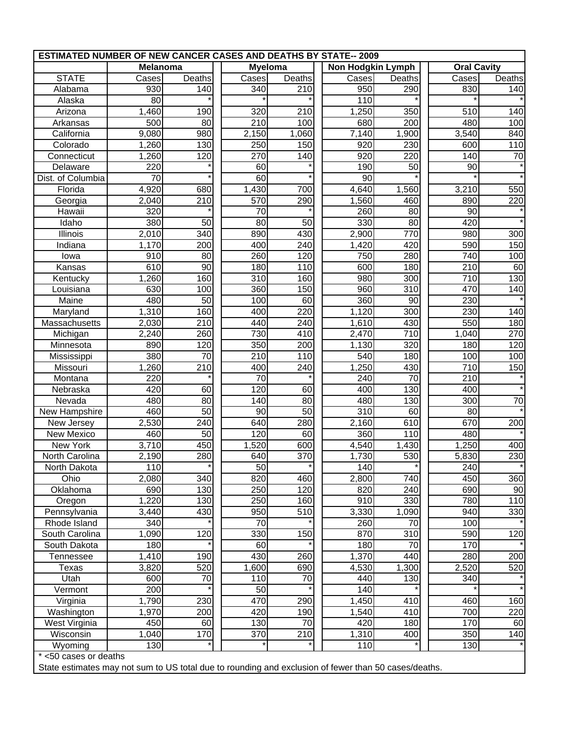| ESTIMATED NUMBER OF NEW CANCER CASES AND DEATHS BY STATE-- 2009 | | | | | | | | |
|---|---|---|---|---|---|---|---|---|
| | **Melanoma** | | **Myeloma** | | **Non Hodgkin Lymph** | | **Oral Cavity** | |
| STATE | Cases | Deaths | Cases | Deaths | Cases | Deaths | Cases | Deaths |
| Alabama | 930 | 140 | 340 | 210 | 950 | 290 | 830 | 140 |
| Alaska | 80 | * | * | * | 110 | * | * | * |
| Arizona | 1,460 | 190 | 320 | 210 | 1,250 | 350 | 510 | 140 |
| Arkansas | 500 | 80 | 210 | 100 | 680 | 200 | 480 | 100 |
| California | 9,080 | 980 | 2,150 | 1,060 | 7,140 | 1,900 | 3,540 | 840 |
| Colorado | 1,260 | 130 | 250 | 150 | 920 | 230 | 600 | 110 |
| Connecticut | 1,260 | 120 | 270 | 140 | 920 | 220 | 140 | 70 |
| Delaware | 220 | * | 60 | * | 190 | 50 | 90 | * |
| Dist. of Columbia | 70 | * | 60 | * | 90 | * | * | * |
| Florida | 4,920 | 680 | 1,430 | 700 | 4,640 | 1,560 | 3,210 | 550 |
| Georgia | 2,040 | 210 | 570 | 290 | 1,560 | 460 | 890 | 220 |
| Hawaii | 320 | * | 70 | * | 260 | 80 | 90 | * |
| Idaho | 380 | 50 | 80 | 50 | 330 | 80 | 420 | * |
| Illinois | 2,010 | 340 | 890 | 430 | 2,900 | 770 | 980 | 300 |
| Indiana | 1,170 | 200 | 400 | 240 | 1,420 | 420 | 590 | 150 |
| Iowa | 910 | 80 | 260 | 120 | 750 | 280 | 740 | 100 |
| Kansas | 610 | 90 | 180 | 110 | 600 | 180 | 210 | 60 |
| Kentucky | 1,260 | 160 | 310 | 160 | 980 | 300 | 710 | 130 |
| Louisiana | 630 | 100 | 360 | 150 | 960 | 310 | 470 | 140 |
| Maine | 480 | 50 | 100 | 60 | 360 | 90 | 230 | * |
| Maryland | 1,310 | 160 | 400 | 220 | 1,120 | 300 | 230 | 140 |
| Massachusetts | 2,030 | 210 | 440 | 240 | 1,610 | 430 | 550 | 180 |
| Michigan | 2,240 | 260 | 730 | 410 | 2,470 | 710 | 1,040 | 270 |
| Minnesota | 890 | 120 | 350 | 200 | 1,130 | 320 | 180 | 120 |
| Mississippi | 380 | 70 | 210 | 110 | 540 | 180 | 100 | 100 |
| Missouri | 1,260 | 210 | 400 | 240 | 1,250 | 430 | 710 | 150 |
| Montana | 220 | * | 70 | * | 240 | 70 | 210 | * |
| Nebraska | 420 | 60 | 120 | 60 | 400 | 130 | 400 | * |
| Nevada | 480 | 80 | 140 | 80 | 480 | 130 | 300 | 70 |
| New Hampshire | 460 | 50 | 90 | 50 | 310 | 60 | 80 | * |
| New Jersey | 2,530 | 240 | 640 | 280 | 2,160 | 610 | 670 | 200 |
| New Mexico | 460 | 50 | 120 | 60 | 360 | 110 | 480 | * |
| New York | 3,710 | 450 | 1,520 | 600 | 4,540 | 1,430 | 1,250 | 400 |
| North Carolina | 2,190 | 280 | 640 | 370 | 1,730 | 530 | 5,830 | 230 |
| North Dakota | 110 | * | 50 | * | 140 | * | 240 | * |
| Ohio | 2,080 | 340 | 820 | 460 | 2,800 | 740 | 450 | 360 |
| Oklahoma | 690 | 130 | 250 | 120 | 820 | 240 | 690 | 90 |
| Oregon | 1,220 | 130 | 250 | 160 | 910 | 330 | 780 | 110 |
| Pennsylvania | 3,440 | 430 | 950 | 510 | 3,330 | 1,090 | 940 | 330 |
| Rhode Island | 340 | * | 70 | * | 260 | 70 | 100 | * |
| South Carolina | 1,090 | 120 | 330 | 150 | 870 | 310 | 590 | 120 |
| South Dakota | 180 | * | 60 | * | 180 | 70 | 170 | * |
| Tennessee | 1,410 | 190 | 430 | 260 | 1,370 | 440 | 280 | 200 |
| Texas | 3,820 | 520 | 1,600 | 690 | 4,530 | 1,300 | 2,520 | 520 |
| Utah | 600 | 70 | 110 | 70 | 440 | 130 | 340 | * |
| Vermont | 200 | * | 50 | * | 140 | * | * | * |
| Virginia | 1,790 | 230 | 470 | 290 | 1,450 | 410 | 460 | 160 |
| Washington | 1,970 | 200 | 420 | 190 | 1,540 | 410 | 700 | 220 |
| West Virginia | 450 | 60 | 130 | 70 | 420 | 180 | 170 | 60 |
| Wisconsin | 1,040 | 170 | 370 | 210 | 1,310 | 400 | 350 | 140 |
| Wyoming | 130 | * | * | * | 110 | * | 130 | * |

* <50 cases or deaths

State estimates may not sum to US total due to rounding and exclusion of fewer than 50 cases/deaths.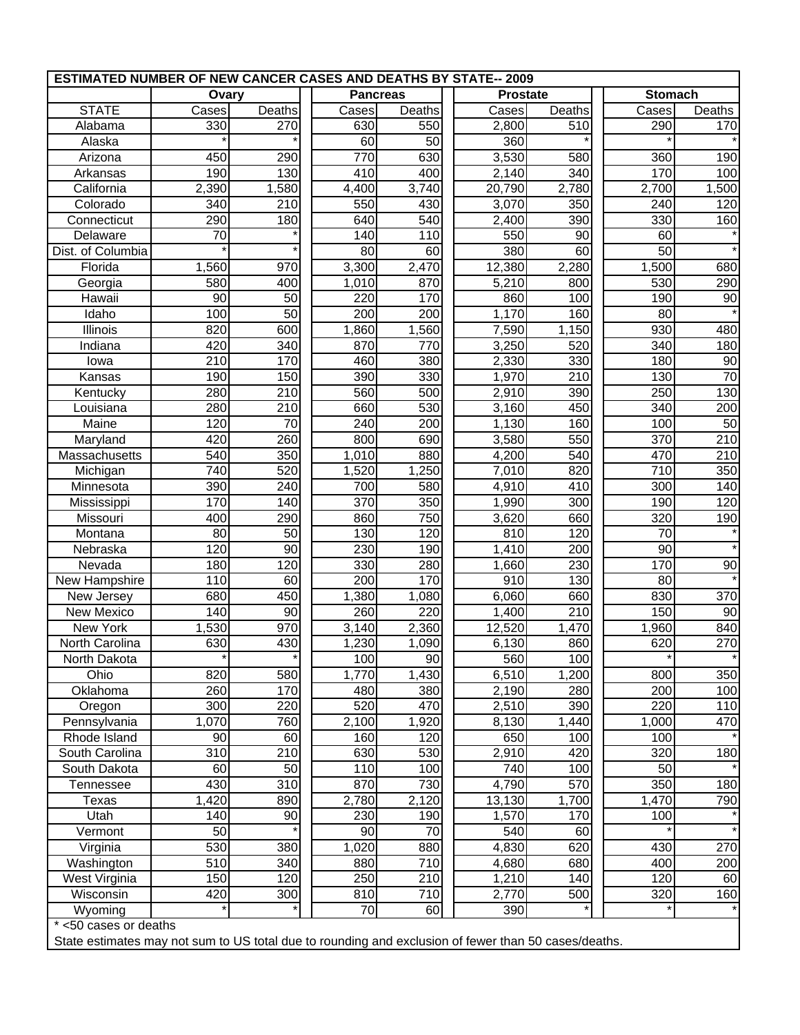| ESTIMATED NUMBER OF NEW CANCER CASES AND DEATHS BY STATE-- 2009 | | | | | | | | |
|---|---|---|---|---|---|---|---|---|
| | **Ovary** | | **Pancreas** | | **Prostate** | | **Stomach** | |
| STATE | Cases | Deaths | Cases | Deaths | Cases | Deaths | Cases | Deaths |
| Alabama | 330 | 270 | 630 | 550 | 2,800 | 510 | 290 | 170 |
| Alaska | * | * | 60 | 50 | 360 | * | * | * |
| Arizona | 450 | 290 | 770 | 630 | 3,530 | 580 | 360 | 190 |
| Arkansas | 190 | 130 | 410 | 400 | 2,140 | 340 | 170 | 100 |
| California | 2,390 | 1,580 | 4,400 | 3,740 | 20,790 | 2,780 | 2,700 | 1,500 |
| Colorado | 340 | 210 | 550 | 430 | 3,070 | 350 | 240 | 120 |
| Connecticut | 290 | 180 | 640 | 540 | 2,400 | 390 | 330 | 160 |
| Delaware | 70 | * | 140 | 110 | 550 | 90 | 60 | * |
| Dist. of Columbia | * | * | 80 | 60 | 380 | 60 | 50 | * |
| Florida | 1,560 | 970 | 3,300 | 2,470 | 12,380 | 2,280 | 1,500 | 680 |
| Georgia | 580 | 400 | 1,010 | 870 | 5,210 | 800 | 530 | 290 |
| Hawaii | 90 | 50 | 220 | 170 | 860 | 100 | 190 | 90 |
| Idaho | 100 | 50 | 200 | 200 | 1,170 | 160 | 80 | * |
| Illinois | 820 | 600 | 1,860 | 1,560 | 7,590 | 1,150 | 930 | 480 |
| Indiana | 420 | 340 | 870 | 770 | 3,250 | 520 | 340 | 180 |
| Iowa | 210 | 170 | 460 | 380 | 2,330 | 330 | 180 | 90 |
| Kansas | 190 | 150 | 390 | 330 | 1,970 | 210 | 130 | 70 |
| Kentucky | 280 | 210 | 560 | 500 | 2,910 | 390 | 250 | 130 |
| Louisiana | 280 | 210 | 660 | 530 | 3,160 | 450 | 340 | 200 |
| Maine | 120 | 70 | 240 | 200 | 1,130 | 160 | 100 | 50 |
| Maryland | 420 | 260 | 800 | 690 | 3,580 | 550 | 370 | 210 |
| Massachusetts | 540 | 350 | 1,010 | 880 | 4,200 | 540 | 470 | 210 |
| Michigan | 740 | 520 | 1,520 | 1,250 | 7,010 | 820 | 710 | 350 |
| Minnesota | 390 | 240 | 700 | 580 | 4,910 | 410 | 300 | 140 |
| Mississippi | 170 | 140 | 370 | 350 | 1,990 | 300 | 190 | 120 |
| Missouri | 400 | 290 | 860 | 750 | 3,620 | 660 | 320 | 190 |
| Montana | 80 | 50 | 130 | 120 | 810 | 120 | 70 | * |
| Nebraska | 120 | 90 | 230 | 190 | 1,410 | 200 | 90 | * |
| Nevada | 180 | 120 | 330 | 280 | 1,660 | 230 | 170 | 90 |
| New Hampshire | 110 | 60 | 200 | 170 | 910 | 130 | 80 | * |
| New Jersey | 680 | 450 | 1,380 | 1,080 | 6,060 | 660 | 830 | 370 |
| New Mexico | 140 | 90 | 260 | 220 | 1,400 | 210 | 150 | 90 |
| New York | 1,530 | 970 | 3,140 | 2,360 | 12,520 | 1,470 | 1,960 | 840 |
| North Carolina | 630 | 430 | 1,230 | 1,090 | 6,130 | 860 | 620 | 270 |
| North Dakota | * | * | 100 | 90 | 560 | 100 | * | * |
| Ohio | 820 | 580 | 1,770 | 1,430 | 6,510 | 1,200 | 800 | 350 |
| Oklahoma | 260 | 170 | 480 | 380 | 2,190 | 280 | 200 | 100 |
| Oregon | 300 | 220 | 520 | 470 | 2,510 | 390 | 220 | 110 |
| Pennsylvania | 1,070 | 760 | 2,100 | 1,920 | 8,130 | 1,440 | 1,000 | 470 |
| Rhode Island | 90 | 60 | 160 | 120 | 650 | 100 | 100 | * |
| South Carolina | 310 | 210 | 630 | 530 | 2,910 | 420 | 320 | 180 |
| South Dakota | 60 | 50 | 110 | 100 | 740 | 100 | 50 | * |
| Tennessee | 430 | 310 | 870 | 730 | 4,790 | 570 | 350 | 180 |
| Texas | 1,420 | 890 | 2,780 | 2,120 | 13,130 | 1,700 | 1,470 | 790 |
| Utah | 140 | 90 | 230 | 190 | 1,570 | 170 | 100 | * |
| Vermont | 50 | * | 90 | 70 | 540 | 60 | * | * |
| Virginia | 530 | 380 | 1,020 | 880 | 4,830 | 620 | 430 | 270 |
| Washington | 510 | 340 | 880 | 710 | 4,680 | 680 | 400 | 200 |
| West Virginia | 150 | 120 | 250 | 210 | 1,210 | 140 | 120 | 60 |
| Wisconsin | 420 | 300 | 810 | 710 | 2,770 | 500 | 320 | 160 |
| Wyoming | * | * | 70 | 60 | 390 | * | * | * |

* <50 cases or deaths

State estimates may not sum to US total due to rounding and exclusion of fewer than 50 cases/deaths.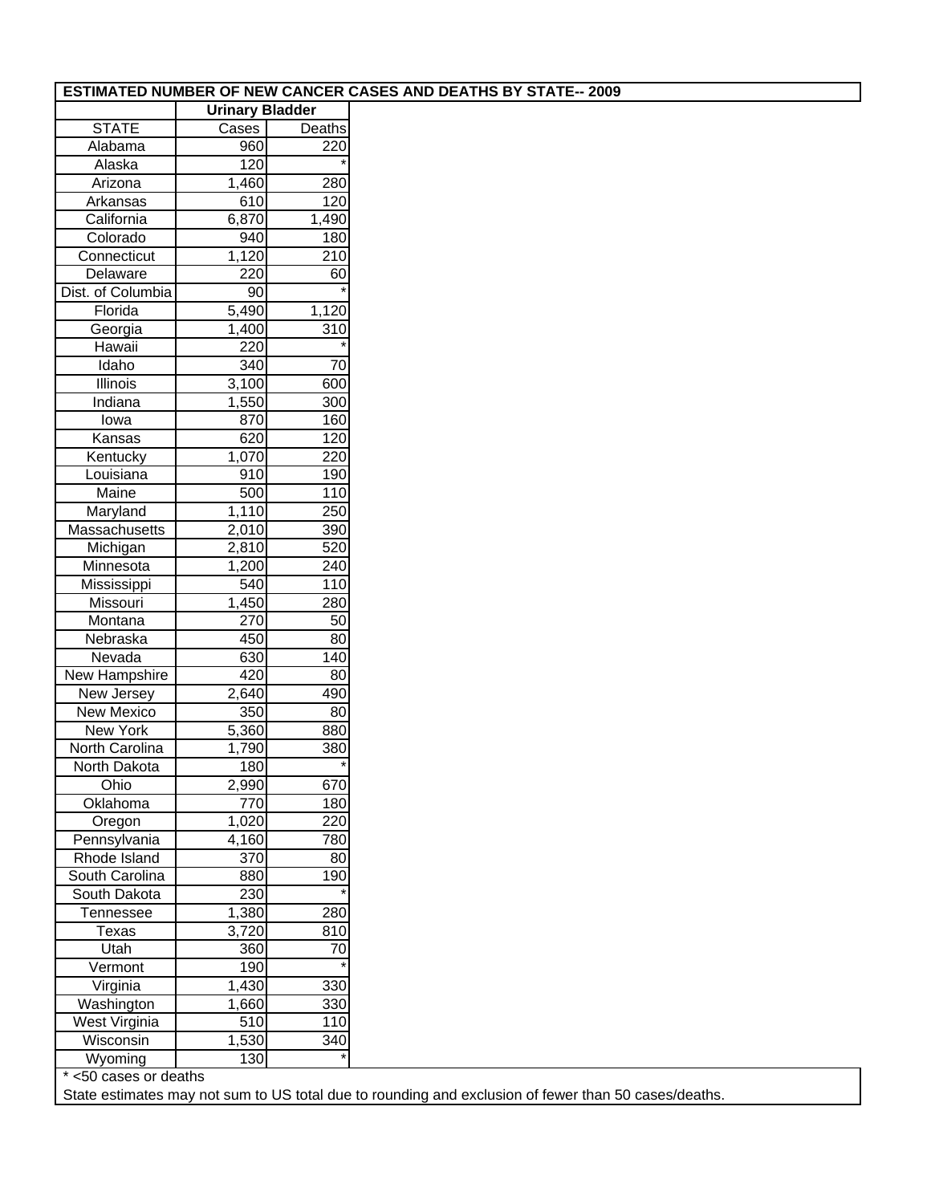**ESTIMATED NUMBER OF NEW CANCER CASES AND DEATHS BY STATE-- 2009**

| | Urinary Bladder | |
|---|---|---|
| STATE | Cases | Deaths |
| Alabama | 960 | 220 |
| Alaska | 120 | * |
| Arizona | 1,460 | 280 |
| Arkansas | 610 | 120 |
| California | 6,870 | 1,490 |
| Colorado | 940 | 180 |
| Connecticut | 1,120 | 210 |
| Delaware | 220 | 60 |
| Dist. of Columbia | 90 | * |
| Florida | 5,490 | 1,120 |
| Georgia | 1,400 | 310 |
| Hawaii | 220 | * |
| Idaho | 340 | 70 |
| Illinois | 3,100 | 600 |
| Indiana | 1,550 | 300 |
| Iowa | 870 | 160 |
| Kansas | 620 | 120 |
| Kentucky | 1,070 | 220 |
| Louisiana | 910 | 190 |
| Maine | 500 | 110 |
| Maryland | 1,110 | 250 |
| Massachusetts | 2,010 | 390 |
| Michigan | 2,810 | 520 |
| Minnesota | 1,200 | 240 |
| Mississippi | 540 | 110 |
| Missouri | 1,450 | 280 |
| Montana | 270 | 50 |
| Nebraska | 450 | 80 |
| Nevada | 630 | 140 |
| New Hampshire | 420 | 80 |
| New Jersey | 2,640 | 490 |
| New Mexico | 350 | 80 |
| New York | 5,360 | 880 |
| North Carolina | 1,790 | 380 |
| North Dakota | 180 | * |
| Ohio | 2,990 | 670 |
| Oklahoma | 770 | 180 |
| Oregon | 1,020 | 220 |
| Pennsylvania | 4,160 | 780 |
| Rhode Island | 370 | 80 |
| South Carolina | 880 | 190 |
| South Dakota | 230 | * |
| Tennessee | 1,380 | 280 |
| Texas | 3,720 | 810 |
| Utah | 360 | 70 |
| Vermont | 190 | * |
| Virginia | 1,430 | 330 |
| Washington | 1,660 | 330 |
| West Virginia | 510 | 110 |
| Wisconsin | 1,530 | 340 |
| Wyoming | 130 | * |

* <50 cases or deaths

State estimates may not sum to US total due to rounding and exclusion of fewer than 50 cases/deaths.